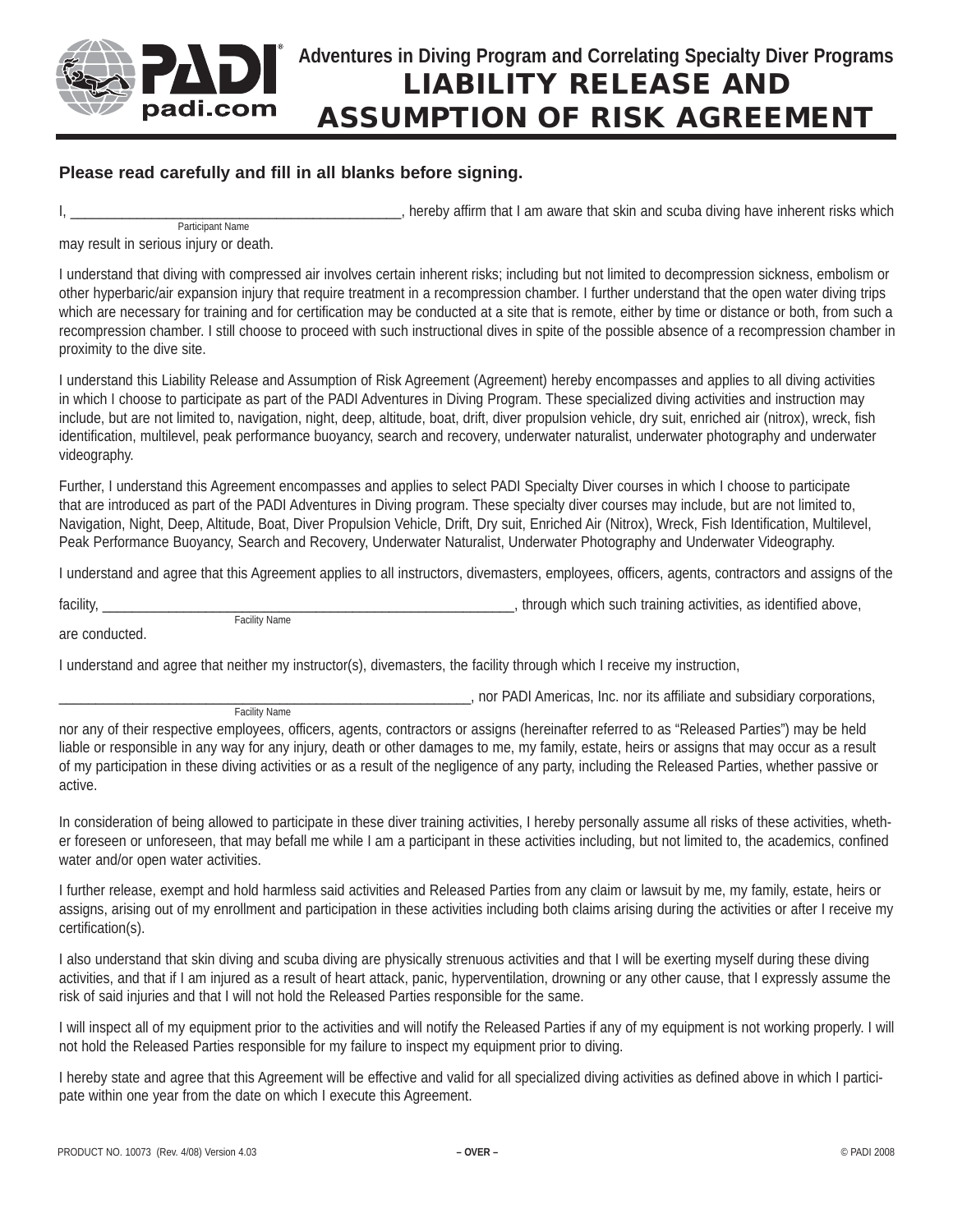# Adventures in Diving Program and Correlating Specialty Diver Programs

# LIABILITY RELEASE AND ASSUMPTION OF RISK AGREEMENT

**Please read carefully and fill in all blanks before signing.**

I, _____________________________________________ (Participant Name), hereby affirm that I am aware that skin and scuba diving have inherent risks which may result in serious injury or death.

I understand that diving with compressed air involves certain inherent risks; including but not limited to decompression sickness, embolism or other hyperbaric/air expansion injury that require treatment in a recompression chamber. I further understand that the open water diving trips which are necessary for training and for certification may be conducted at a site that is remote, either by time or distance or both, from such a recompression chamber. I still choose to proceed with such instructional dives in spite of the possible absence of a recompression chamber in proximity to the dive site.

I understand this Liability Release and Assumption of Risk Agreement (Agreement) hereby encompasses and applies to all diving activities in which I choose to participate as part of the PADI Adventures in Diving Program. These specialized diving activities and instruction may include, but are not limited to, navigation, night, deep, altitude, boat, drift, diver propulsion vehicle, dry suit, enriched air (nitrox), wreck, fish identification, multilevel, peak performance buoyancy, search and recovery, underwater naturalist, underwater photography and underwater videography.

Further, I understand this Agreement encompasses and applies to select PADI Specialty Diver courses in which I choose to participate that are introduced as part of the PADI Adventures in Diving program. These specialty diver courses may include, but are not limited to, Navigation, Night, Deep, Altitude, Boat, Diver Propulsion Vehicle, Drift, Dry suit, Enriched Air (Nitrox), Wreck, Fish Identification, Multilevel, Peak Performance Buoyancy, Search and Recovery, Underwater Naturalist, Underwater Photography and Underwater Videography.

I understand and agree that this Agreement applies to all instructors, divemasters, employees, officers, agents, contractors and assigns of the facility, ___________________________________________________________ (Facility Name), through which such training activities, as identified above, are conducted.

I understand and agree that neither my instructor(s), divemasters, the facility through which I receive my instruction,

___________________________________________________________ (Facility Name), nor PADI Americas, Inc. nor its affiliate and subsidiary corporations, nor any of their respective employees, officers, agents, contractors or assigns (hereinafter referred to as "Released Parties") may be held liable or responsible in any way for any injury, death or other damages to me, my family, estate, heirs or assigns that may occur as a result of my participation in these diving activities or as a result of the negligence of any party, including the Released Parties, whether passive or active.

In consideration of being allowed to participate in these diver training activities, I hereby personally assume all risks of these activities, whether foreseen or unforeseen, that may befall me while I am a participant in these activities including, but not limited to, the academics, confined water and/or open water activities.

I further release, exempt and hold harmless said activities and Released Parties from any claim or lawsuit by me, my family, estate, heirs or assigns, arising out of my enrollment and participation in these activities including both claims arising during the activities or after I receive my certification(s).

I also understand that skin diving and scuba diving are physically strenuous activities and that I will be exerting myself during these diving activities, and that if I am injured as a result of heart attack, panic, hyperventilation, drowning or any other cause, that I expressly assume the risk of said injuries and that I will not hold the Released Parties responsible for the same.

I will inspect all of my equipment prior to the activities and will notify the Released Parties if any of my equipment is not working properly. I will not hold the Released Parties responsible for my failure to inspect my equipment prior to diving.

I hereby state and agree that this Agreement will be effective and valid for all specialized diving activities as defined above in which I participate within one year from the date on which I execute this Agreement.

PRODUCT NO. 10073 (Rev. 4/08) Version 4.03 – OVER – © PADI 2008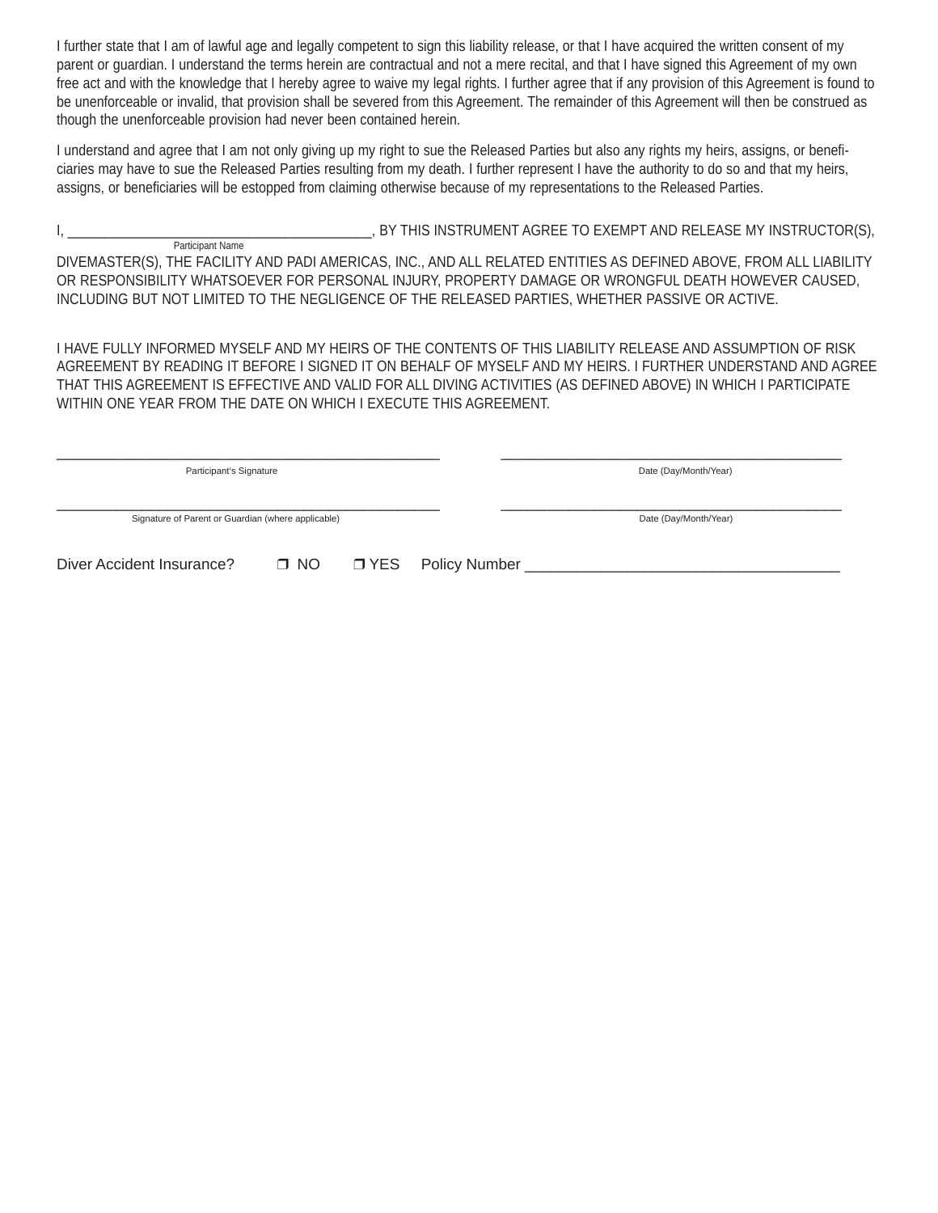I further state that I am of lawful age and legally competent to sign this liability release, or that I have acquired the written consent of my parent or guardian. I understand the terms herein are contractual and not a mere recital, and that I have signed this Agreement of my own free act and with the knowledge that I hereby agree to waive my legal rights. I further agree that if any provision of this Agreement is found to be unenforceable or invalid, that provision shall be severed from this Agreement. The remainder of this Agreement will then be construed as though the unenforceable provision had never been contained herein.

I understand and agree that I am not only giving up my right to sue the Released Parties but also any rights my heirs, assigns, or beneficiaries may have to sue the Released Parties resulting from my death. I further represent I have the authority to do so and that my heirs, assigns, or beneficiaries will be estopped from claiming otherwise because of my representations to the Released Parties.

I, ________________________________________, BY THIS INSTRUMENT AGREE TO EXEMPT AND RELEASE MY INSTRUCTOR(S),
Participant Name
DIVEMASTER(S), THE FACILITY AND PADI AMERICAS, INC., AND ALL RELATED ENTITIES AS DEFINED ABOVE, FROM ALL LIABILITY OR RESPONSIBILITY WHATSOEVER FOR PERSONAL INJURY, PROPERTY DAMAGE OR WRONGFUL DEATH HOWEVER CAUSED, INCLUDING BUT NOT LIMITED TO THE NEGLIGENCE OF THE RELEASED PARTIES, WHETHER PASSIVE OR ACTIVE.

I HAVE FULLY INFORMED MYSELF AND MY HEIRS OF THE CONTENTS OF THIS LIABILITY RELEASE AND ASSUMPTION OF RISK AGREEMENT BY READING IT BEFORE I SIGNED IT ON BEHALF OF MYSELF AND MY HEIRS. I FURTHER UNDERSTAND AND AGREE THAT THIS AGREEMENT IS EFFECTIVE AND VALID FOR ALL DIVING ACTIVITIES (AS DEFINED ABOVE) IN WHICH I PARTICIPATE WITHIN ONE YEAR FROM THE DATE ON WHICH I EXECUTE THIS AGREEMENT.

___________________________________________________ ___________________________________________________
Participant's Signature Date (Day/Month/Year)

___________________________________________________ ___________________________________________________
Signature of Parent or Guardian (where applicable) Date (Day/Month/Year)

Diver Accident Insurance? ❒ NO ❒ YES Policy Number ____________________________________